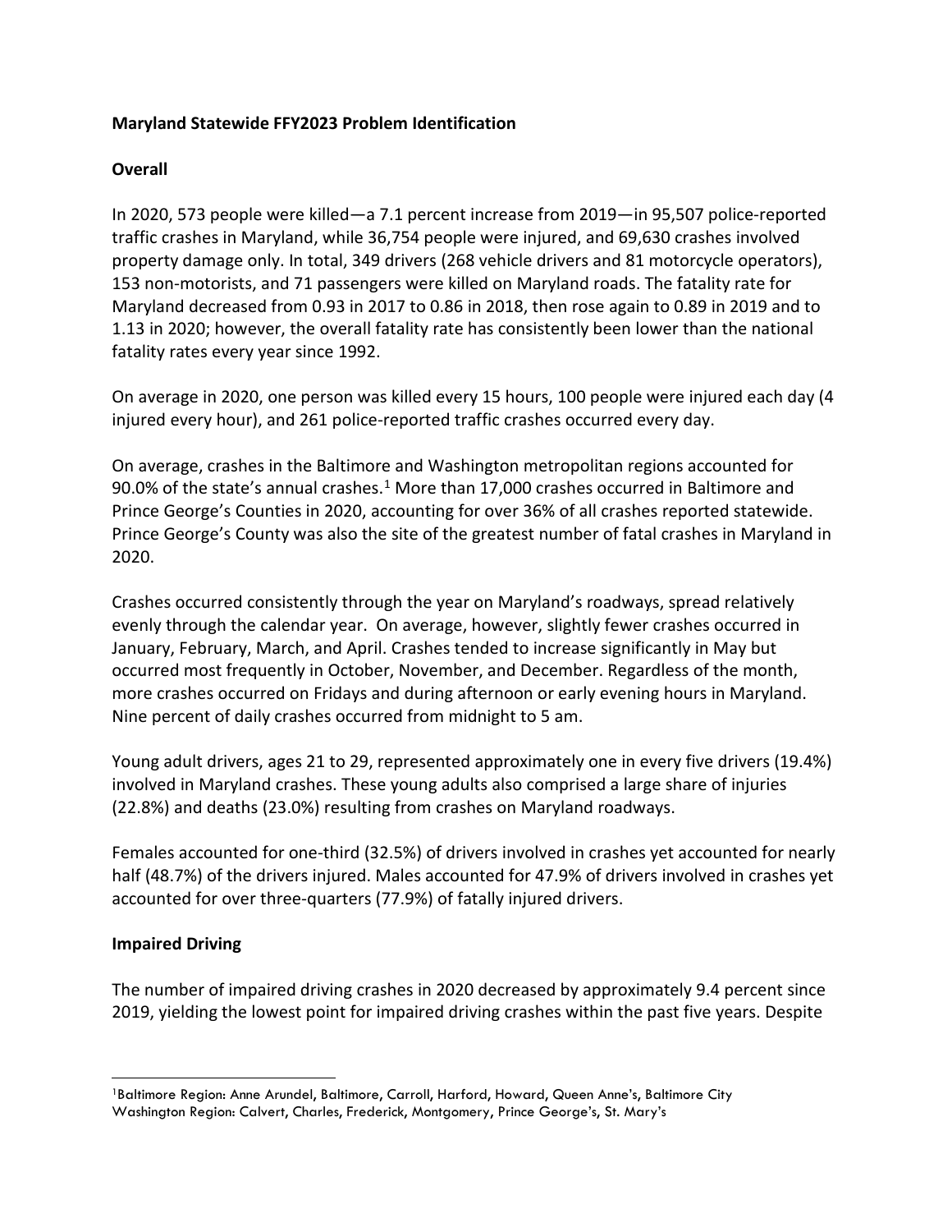## Maryland Statewide FFY2023 Problem Identification

### Overall

In 2020, 573 people were killed—a 7.1 percent increase from 2019—in 95,507 police-reported traffic crashes in Maryland, while 36,754 people were injured, and 69,630 crashes involved property damage only. In total, 349 drivers (268 vehicle drivers and 81 motorcycle operators), 153 non-motorists, and 71 passengers were killed on Maryland roads. The fatality rate for Maryland decreased from 0.93 in 2017 to 0.86 in 2018, then rose again to 0.89 in 2019 and to 1.13 in 2020; however, the overall fatality rate has consistently been lower than the national fatality rates every year since 1992.

On average in 2020, one person was killed every 15 hours, 100 people were injured each day (4 injured every hour), and 261 police-reported traffic crashes occurred every day.

On average, crashes in the Baltimore and Washington metropolitan regions accounted for 90.0% of the state's annual crashes.[1] More than 17,000 crashes occurred in Baltimore and Prince George's Counties in 2020, accounting for over 36% of all crashes reported statewide. Prince George's County was also the site of the greatest number of fatal crashes in Maryland in 2020.

Crashes occurred consistently through the year on Maryland's roadways, spread relatively evenly through the calendar year. On average, however, slightly fewer crashes occurred in January, February, March, and April. Crashes tended to increase significantly in May but occurred most frequently in October, November, and December. Regardless of the month, more crashes occurred on Fridays and during afternoon or early evening hours in Maryland. Nine percent of daily crashes occurred from midnight to 5 am.

Young adult drivers, ages 21 to 29, represented approximately one in every five drivers (19.4%) involved in Maryland crashes. These young adults also comprised a large share of injuries (22.8%) and deaths (23.0%) resulting from crashes on Maryland roadways.

Females accounted for one-third (32.5%) of drivers involved in crashes yet accounted for nearly half (48.7%) of the drivers injured. Males accounted for 47.9% of drivers involved in crashes yet accounted for over three-quarters (77.9%) of fatally injured drivers.

### Impaired Driving

The number of impaired driving crashes in 2020 decreased by approximately 9.4 percent since 2019, yielding the lowest point for impaired driving crashes within the past five years. Despite

---

[1] Baltimore Region: Anne Arundel, Baltimore, Carroll, Harford, Howard, Queen Anne's, Baltimore City
Washington Region: Calvert, Charles, Frederick, Montgomery, Prince George's, St. Mary's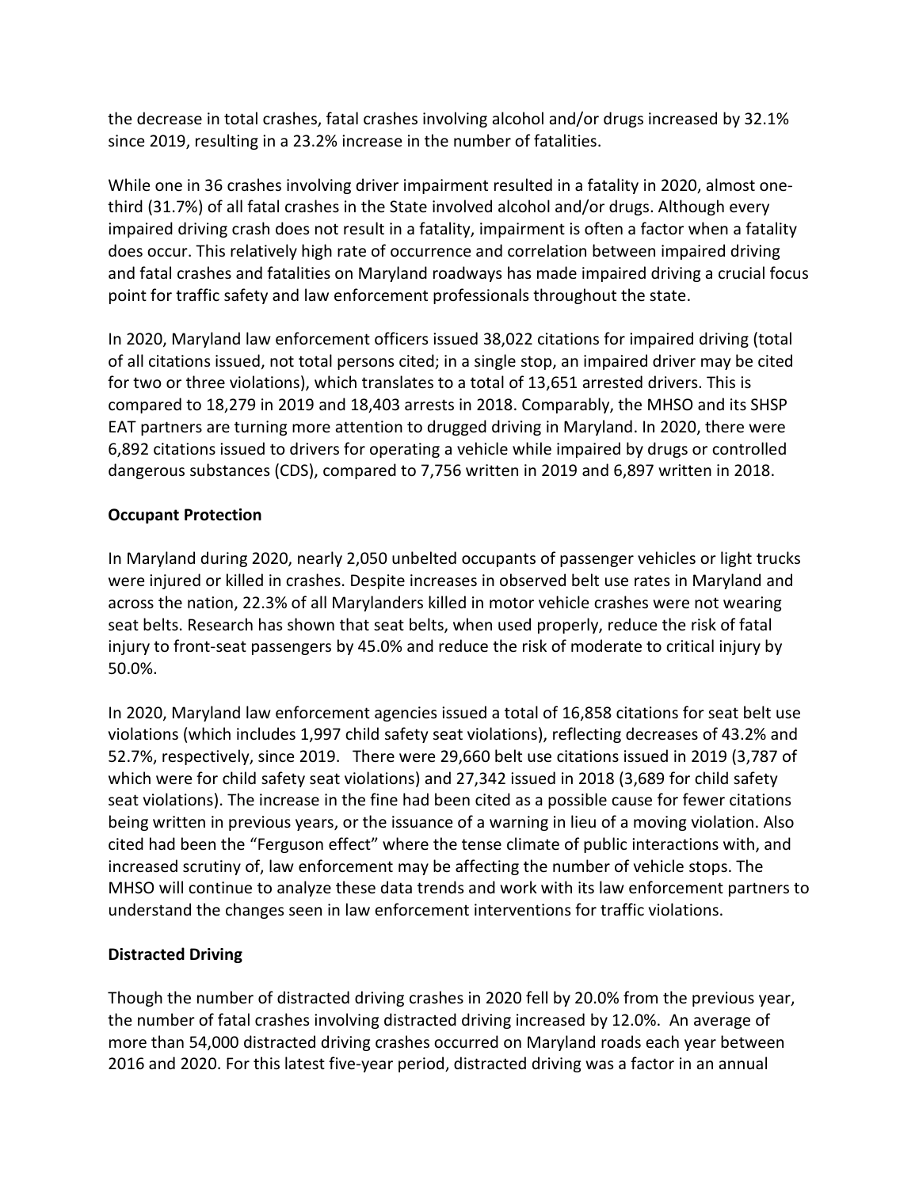the decrease in total crashes, fatal crashes involving alcohol and/or drugs increased by 32.1% since 2019, resulting in a 23.2% increase in the number of fatalities.

While one in 36 crashes involving driver impairment resulted in a fatality in 2020, almost one-third (31.7%) of all fatal crashes in the State involved alcohol and/or drugs. Although every impaired driving crash does not result in a fatality, impairment is often a factor when a fatality does occur. This relatively high rate of occurrence and correlation between impaired driving and fatal crashes and fatalities on Maryland roadways has made impaired driving a crucial focus point for traffic safety and law enforcement professionals throughout the state.

In 2020, Maryland law enforcement officers issued 38,022 citations for impaired driving (total of all citations issued, not total persons cited; in a single stop, an impaired driver may be cited for two or three violations), which translates to a total of 13,651 arrested drivers. This is compared to 18,279 in 2019 and 18,403 arrests in 2018. Comparably, the MHSO and its SHSP EAT partners are turning more attention to drugged driving in Maryland. In 2020, there were 6,892 citations issued to drivers for operating a vehicle while impaired by drugs or controlled dangerous substances (CDS), compared to 7,756 written in 2019 and 6,897 written in 2018.

**Occupant Protection**

In Maryland during 2020, nearly 2,050 unbelted occupants of passenger vehicles or light trucks were injured or killed in crashes. Despite increases in observed belt use rates in Maryland and across the nation, 22.3% of all Marylanders killed in motor vehicle crashes were not wearing seat belts. Research has shown that seat belts, when used properly, reduce the risk of fatal injury to front-seat passengers by 45.0% and reduce the risk of moderate to critical injury by 50.0%.

In 2020, Maryland law enforcement agencies issued a total of 16,858 citations for seat belt use violations (which includes 1,997 child safety seat violations), reflecting decreases of 43.2% and 52.7%, respectively, since 2019. There were 29,660 belt use citations issued in 2019 (3,787 of which were for child safety seat violations) and 27,342 issued in 2018 (3,689 for child safety seat violations). The increase in the fine had been cited as a possible cause for fewer citations being written in previous years, or the issuance of a warning in lieu of a moving violation. Also cited had been the "Ferguson effect" where the tense climate of public interactions with, and increased scrutiny of, law enforcement may be affecting the number of vehicle stops. The MHSO will continue to analyze these data trends and work with its law enforcement partners to understand the changes seen in law enforcement interventions for traffic violations.

**Distracted Driving**

Though the number of distracted driving crashes in 2020 fell by 20.0% from the previous year, the number of fatal crashes involving distracted driving increased by 12.0%. An average of more than 54,000 distracted driving crashes occurred on Maryland roads each year between 2016 and 2020. For this latest five-year period, distracted driving was a factor in an annual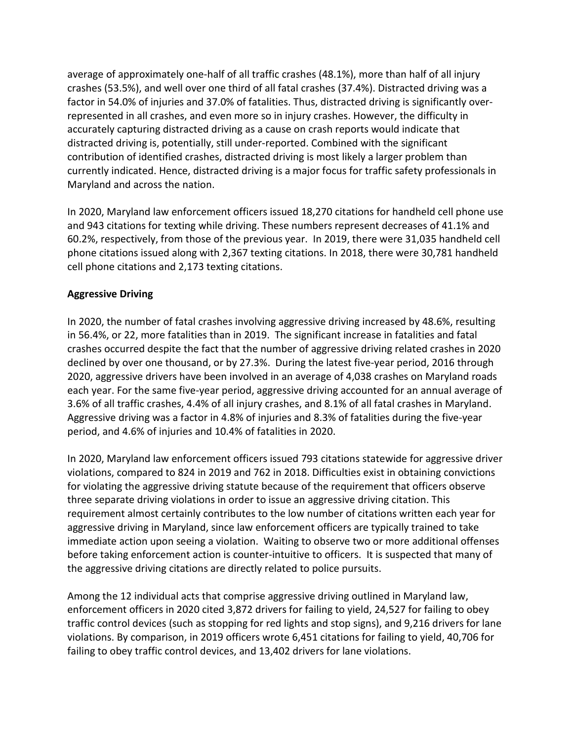average of approximately one-half of all traffic crashes (48.1%), more than half of all injury crashes (53.5%), and well over one third of all fatal crashes (37.4%). Distracted driving was a factor in 54.0% of injuries and 37.0% of fatalities. Thus, distracted driving is significantly over-represented in all crashes, and even more so in injury crashes. However, the difficulty in accurately capturing distracted driving as a cause on crash reports would indicate that distracted driving is, potentially, still under-reported. Combined with the significant contribution of identified crashes, distracted driving is most likely a larger problem than currently indicated. Hence, distracted driving is a major focus for traffic safety professionals in Maryland and across the nation.

In 2020, Maryland law enforcement officers issued 18,270 citations for handheld cell phone use and 943 citations for texting while driving. These numbers represent decreases of 41.1% and 60.2%, respectively, from those of the previous year. In 2019, there were 31,035 handheld cell phone citations issued along with 2,367 texting citations. In 2018, there were 30,781 handheld cell phone citations and 2,173 texting citations.

**Aggressive Driving**

In 2020, the number of fatal crashes involving aggressive driving increased by 48.6%, resulting in 56.4%, or 22, more fatalities than in 2019. The significant increase in fatalities and fatal crashes occurred despite the fact that the number of aggressive driving related crashes in 2020 declined by over one thousand, or by 27.3%. During the latest five-year period, 2016 through 2020, aggressive drivers have been involved in an average of 4,038 crashes on Maryland roads each year. For the same five-year period, aggressive driving accounted for an annual average of 3.6% of all traffic crashes, 4.4% of all injury crashes, and 8.1% of all fatal crashes in Maryland. Aggressive driving was a factor in 4.8% of injuries and 8.3% of fatalities during the five-year period, and 4.6% of injuries and 10.4% of fatalities in 2020.

In 2020, Maryland law enforcement officers issued 793 citations statewide for aggressive driver violations, compared to 824 in 2019 and 762 in 2018. Difficulties exist in obtaining convictions for violating the aggressive driving statute because of the requirement that officers observe three separate driving violations in order to issue an aggressive driving citation. This requirement almost certainly contributes to the low number of citations written each year for aggressive driving in Maryland, since law enforcement officers are typically trained to take immediate action upon seeing a violation. Waiting to observe two or more additional offenses before taking enforcement action is counter-intuitive to officers. It is suspected that many of the aggressive driving citations are directly related to police pursuits.

Among the 12 individual acts that comprise aggressive driving outlined in Maryland law, enforcement officers in 2020 cited 3,872 drivers for failing to yield, 24,527 for failing to obey traffic control devices (such as stopping for red lights and stop signs), and 9,216 drivers for lane violations. By comparison, in 2019 officers wrote 6,451 citations for failing to yield, 40,706 for failing to obey traffic control devices, and 13,402 drivers for lane violations.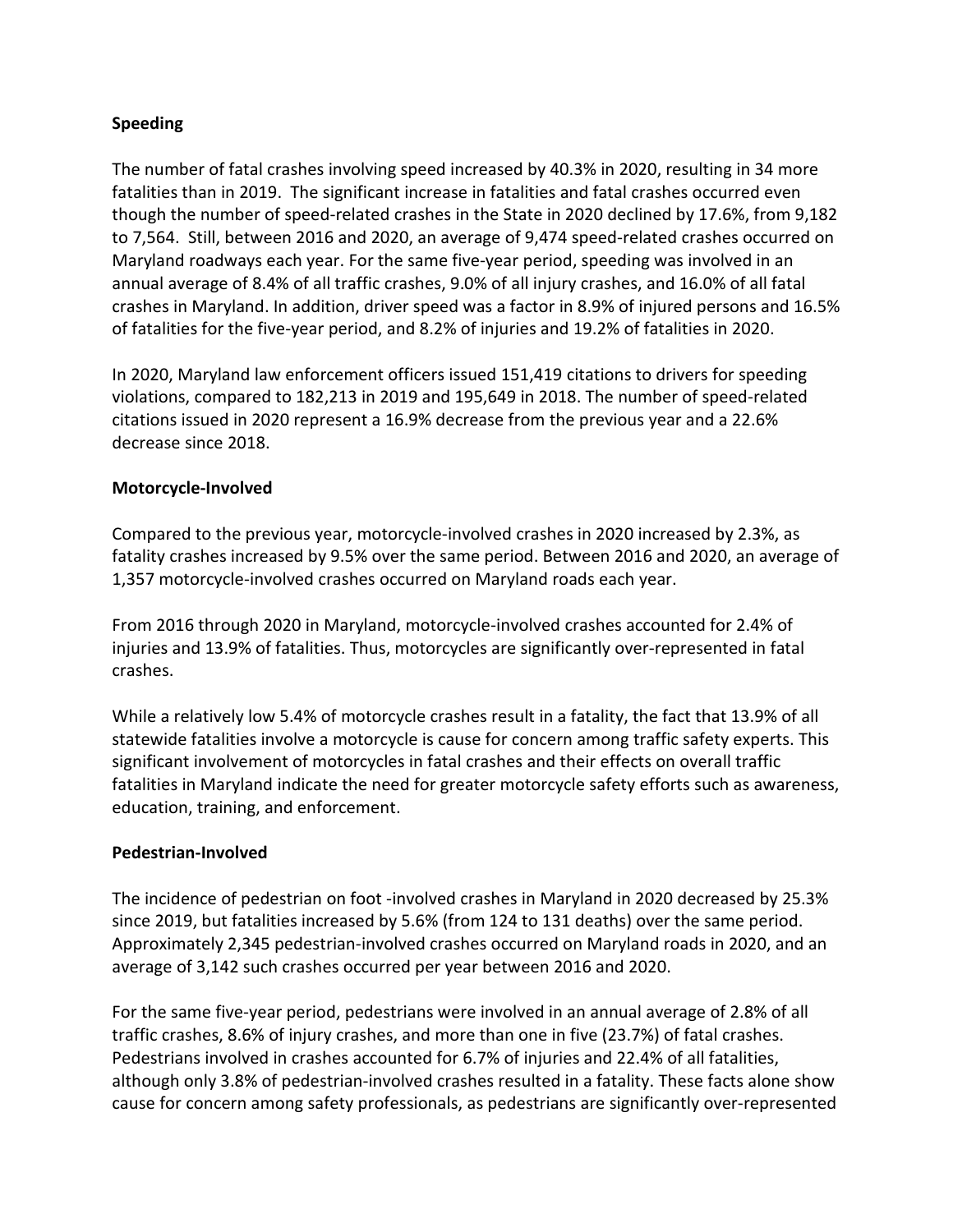**Speeding**

The number of fatal crashes involving speed increased by 40.3% in 2020, resulting in 34 more fatalities than in 2019. The significant increase in fatalities and fatal crashes occurred even though the number of speed-related crashes in the State in 2020 declined by 17.6%, from 9,182 to 7,564. Still, between 2016 and 2020, an average of 9,474 speed-related crashes occurred on Maryland roadways each year. For the same five-year period, speeding was involved in an annual average of 8.4% of all traffic crashes, 9.0% of all injury crashes, and 16.0% of all fatal crashes in Maryland. In addition, driver speed was a factor in 8.9% of injured persons and 16.5% of fatalities for the five-year period, and 8.2% of injuries and 19.2% of fatalities in 2020.

In 2020, Maryland law enforcement officers issued 151,419 citations to drivers for speeding violations, compared to 182,213 in 2019 and 195,649 in 2018. The number of speed-related citations issued in 2020 represent a 16.9% decrease from the previous year and a 22.6% decrease since 2018.

**Motorcycle-Involved**

Compared to the previous year, motorcycle-involved crashes in 2020 increased by 2.3%, as fatality crashes increased by 9.5% over the same period. Between 2016 and 2020, an average of 1,357 motorcycle-involved crashes occurred on Maryland roads each year.

From 2016 through 2020 in Maryland, motorcycle-involved crashes accounted for 2.4% of injuries and 13.9% of fatalities. Thus, motorcycles are significantly over-represented in fatal crashes.

While a relatively low 5.4% of motorcycle crashes result in a fatality, the fact that 13.9% of all statewide fatalities involve a motorcycle is cause for concern among traffic safety experts. This significant involvement of motorcycles in fatal crashes and their effects on overall traffic fatalities in Maryland indicate the need for greater motorcycle safety efforts such as awareness, education, training, and enforcement.

**Pedestrian-Involved**

The incidence of pedestrian on foot -involved crashes in Maryland in 2020 decreased by 25.3% since 2019, but fatalities increased by 5.6% (from 124 to 131 deaths) over the same period. Approximately 2,345 pedestrian-involved crashes occurred on Maryland roads in 2020, and an average of 3,142 such crashes occurred per year between 2016 and 2020.

For the same five-year period, pedestrians were involved in an annual average of 2.8% of all traffic crashes, 8.6% of injury crashes, and more than one in five (23.7%) of fatal crashes. Pedestrians involved in crashes accounted for 6.7% of injuries and 22.4% of all fatalities, although only 3.8% of pedestrian-involved crashes resulted in a fatality. These facts alone show cause for concern among safety professionals, as pedestrians are significantly over-represented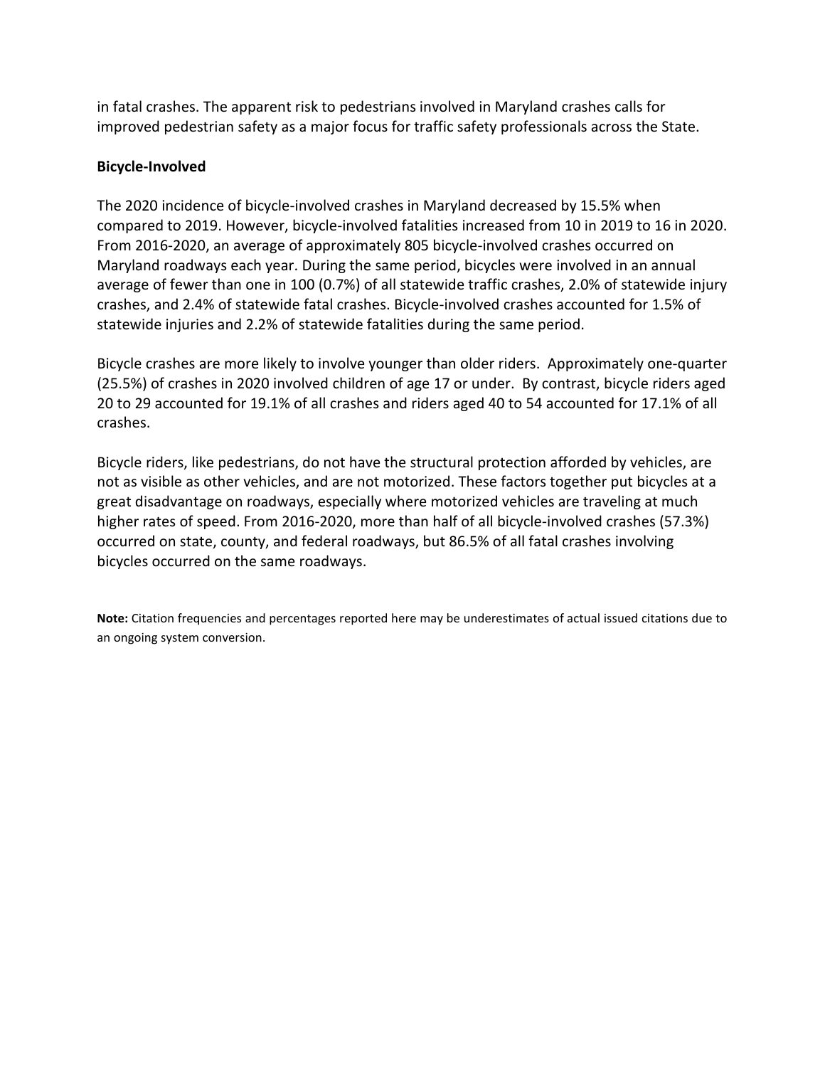in fatal crashes. The apparent risk to pedestrians involved in Maryland crashes calls for improved pedestrian safety as a major focus for traffic safety professionals across the State.

**Bicycle-Involved**

The 2020 incidence of bicycle-involved crashes in Maryland decreased by 15.5% when compared to 2019. However, bicycle-involved fatalities increased from 10 in 2019 to 16 in 2020. From 2016-2020, an average of approximately 805 bicycle-involved crashes occurred on Maryland roadways each year. During the same period, bicycles were involved in an annual average of fewer than one in 100 (0.7%) of all statewide traffic crashes, 2.0% of statewide injury crashes, and 2.4% of statewide fatal crashes. Bicycle-involved crashes accounted for 1.5% of statewide injuries and 2.2% of statewide fatalities during the same period.

Bicycle crashes are more likely to involve younger than older riders. Approximately one-quarter (25.5%) of crashes in 2020 involved children of age 17 or under. By contrast, bicycle riders aged 20 to 29 accounted for 19.1% of all crashes and riders aged 40 to 54 accounted for 17.1% of all crashes.

Bicycle riders, like pedestrians, do not have the structural protection afforded by vehicles, are not as visible as other vehicles, and are not motorized. These factors together put bicycles at a great disadvantage on roadways, especially where motorized vehicles are traveling at much higher rates of speed. From 2016-2020, more than half of all bicycle-involved crashes (57.3%) occurred on state, county, and federal roadways, but 86.5% of all fatal crashes involving bicycles occurred on the same roadways.

**Note:** Citation frequencies and percentages reported here may be underestimates of actual issued citations due to an ongoing system conversion.